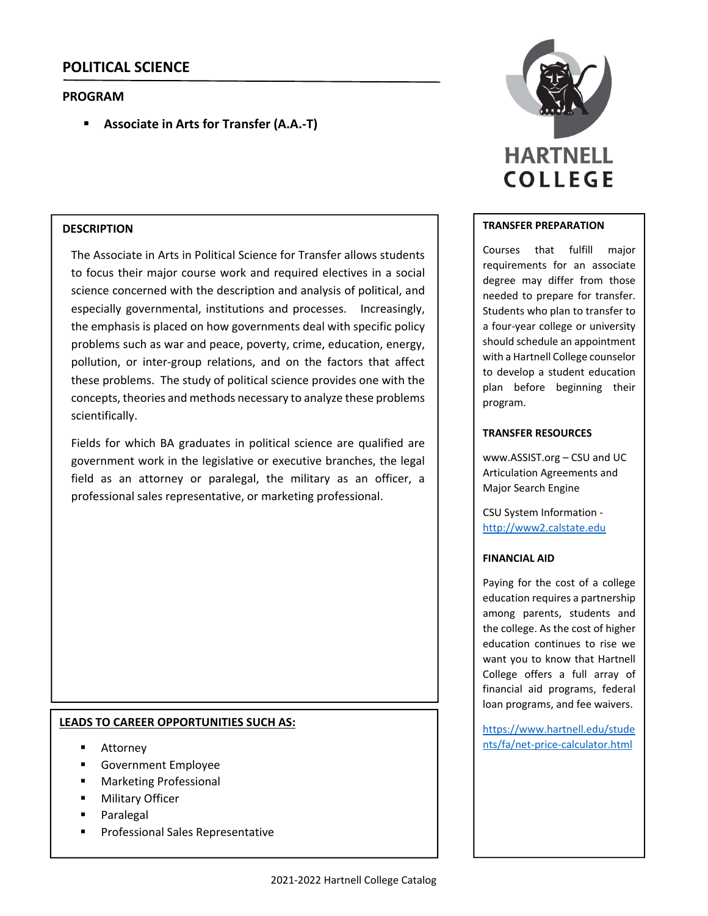# POLITICAL SCIENCE

## PROGRAM

- **Associate in Arts for Transfer (A.A.-T)**

### DESCRIPTION

The Associate in Arts in Political Science for Transfer allows students to focus their major course work and required electives in a social science concerned with the description and analysis of political, and especially governmental, institutions and processes. Increasingly, the emphasis is placed on how governments deal with specific policy problems such as war and peace, poverty, crime, education, energy, pollution, or inter-group relations, and on the factors that affect these problems. The study of political science provides one with the concepts, theories and methods necessary to analyze these problems scientifically.

Fields for which BA graduates in political science are qualified are government work in the legislative or executive branches, the legal field as an attorney or paralegal, the military as an officer, a professional sales representative, or marketing professional.

### LEADS TO CAREER OPPORTUNITIES SUCH AS:

- Attorney
- Government Employee
- Marketing Professional
- Military Officer
- Paralegal
- Professional Sales Representative

### TRANSFER PREPARATION

Courses that fulfill major requirements for an associate degree may differ from those needed to prepare for transfer. Students who plan to transfer to a four-year college or university should schedule an appointment with a Hartnell College counselor to develop a student education plan before beginning their program.

### TRANSFER RESOURCES

www.ASSIST.org – CSU and UC Articulation Agreements and Major Search Engine

CSU System Information - http://www2.calstate.edu

### FINANCIAL AID

Paying for the cost of a college education requires a partnership among parents, students and the college. As the cost of higher education continues to rise we want you to know that Hartnell College offers a full array of financial aid programs, federal loan programs, and fee waivers.

https://www.hartnell.edu/students/fa/net-price-calculator.html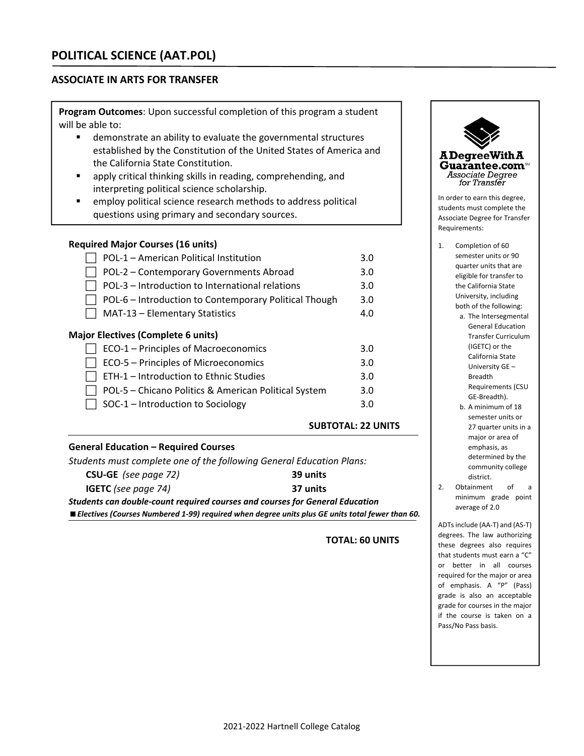# POLITICAL SCIENCE (AAT.POL)

## ASSOCIATE IN ARTS FOR TRANSFER

**Program Outcomes**: Upon successful completion of this program a student will be able to:

- demonstrate an ability to evaluate the governmental structures established by the Constitution of the United States of America and the California State Constitution.
- apply critical thinking skills in reading, comprehending, and interpreting political science scholarship.
- employ political science research methods to address political questions using primary and secondary sources.

### Required Major Courses (16 units)

| | |
|---|---|
| ☐ POL-1 – American Political Institution | 3.0 |
| ☐ POL-2 – Contemporary Governments Abroad | 3.0 |
| ☐ POL-3 – Introduction to International relations | 3.0 |
| ☐ POL-6 – Introduction to Contemporary Political Though | 3.0 |
| ☐ MAT-13 – Elementary Statistics | 4.0 |

### Major Electives (Complete 6 units)

| | |
|---|---|
| ☐ ECO-1 – Principles of Macroeconomics | 3.0 |
| ☐ ECO-5 – Principles of Microeconomics | 3.0 |
| ☐ ETH-1 – Introduction to Ethnic Studies | 3.0 |
| ☐ POL-5 – Chicano Politics & American Political System | 3.0 |
| ☐ SOC-1 – Introduction to Sociology | 3.0 |

**SUBTOTAL: 22 UNITS**

### General Education – Required Courses

*Students must complete one of the following General Education Plans:*

| | |
|---|---|
| **CSU-GE** *(see page 72)* | **39 units** |
| **IGETC** *(see page 74)* | **37 units** |

***Students can double-count required courses and courses for General Education***

■ ***Electives (Courses Numbered 1-99) required when degree units plus GE units total fewer than 60.***

**TOTAL: 60 UNITS**

A Degree With A Guarantee.com℠
*Associate Degree for Transfer*

In order to earn this degree, students must complete the Associate Degree for Transfer Requirements:

1. Completion of 60 semester units or 90 quarter units that are eligible for transfer to the California State University, including both of the following:
   a. The Intersegmental General Education Transfer Curriculum (IGETC) or the California State University GE – Breadth Requirements (CSU GE-Breadth).
   b. A minimum of 18 semester units or 27 quarter units in a major or area of emphasis, as determined by the community college district.
2. Obtainment of a minimum grade point average of 2.0

ADTs include (AA-T) and (AS-T) degrees. The law authorizing these degrees also requires that students must earn a "C" or better in all courses required for the major or area of emphasis. A "P" (Pass) grade is also an acceptable grade for courses in the major if the course is taken on a Pass/No Pass basis.